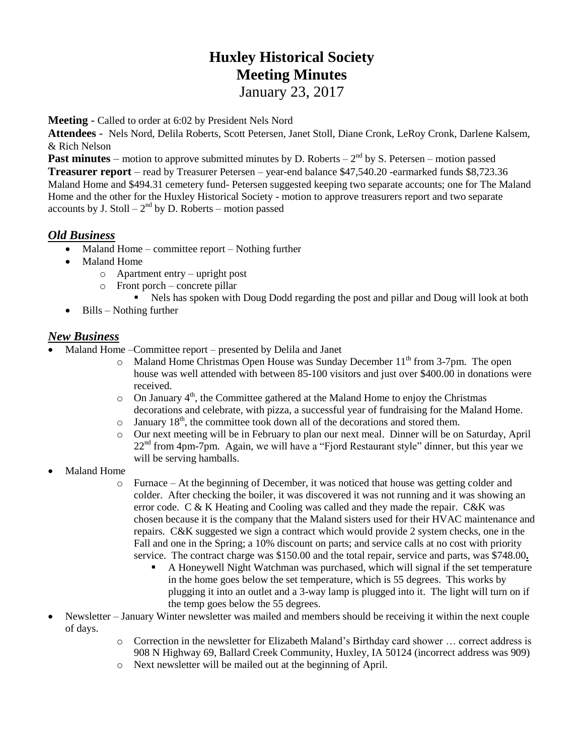# Huxley Historical Society
# Meeting Minutes
January 23, 2017

**Meeting** - Called to order at 6:02 by President Nels Nord

**Attendees** - Nels Nord, Delila Roberts, Scott Petersen, Janet Stoll, Diane Cronk, LeRoy Cronk, Darlene Kalsem, & Rich Nelson

**Past minutes** – motion to approve submitted minutes by D. Roberts – 2nd by S. Petersen – motion passed

**Treasurer report** – read by Treasurer Petersen – year-end balance $47,540.20 -earmarked funds $8,723.36 Maland Home and $494.31 cemetery fund- Petersen suggested keeping two separate accounts; one for The Maland Home and the other for the Huxley Historical Society - motion to approve treasurers report and two separate accounts by J. Stoll – 2nd by D. Roberts – motion passed

## *Old Business*

- Maland Home – committee report – Nothing further
- Maland Home
  - Apartment entry – upright post
  - Front porch – concrete pillar
    - Nels has spoken with Doug Dodd regarding the post and pillar and Doug will look at both
- Bills – Nothing further

## *New Business*

- Maland Home –Committee report – presented by Delila and Janet
  - Maland Home Christmas Open House was Sunday December 11th from 3-7pm. The open house was well attended with between 85-100 visitors and just over $400.00 in donations were received.
  - On January 4th, the Committee gathered at the Maland Home to enjoy the Christmas decorations and celebrate, with pizza, a successful year of fundraising for the Maland Home.
  - January 18th, the committee took down all of the decorations and stored them.
  - Our next meeting will be in February to plan our next meal. Dinner will be on Saturday, April 22nd from 4pm-7pm. Again, we will have a "Fjord Restaurant style" dinner, but this year we will be serving hamballs.
- Maland Home
  - Furnace – At the beginning of December, it was noticed that house was getting colder and colder. After checking the boiler, it was discovered it was not running and it was showing an error code. C & K Heating and Cooling was called and they made the repair. C&K was chosen because it is the company that the Maland sisters used for their HVAC maintenance and repairs. C&K suggested we sign a contract which would provide 2 system checks, one in the Fall and one in the Spring; a 10% discount on parts; and service calls at no cost with priority service. The contract charge was $150.00 and the total repair, service and parts, was $748.00**.**
    - A Honeywell Night Watchman was purchased, which will signal if the set temperature in the home goes below the set temperature, which is 55 degrees. This works by plugging it into an outlet and a 3-way lamp is plugged into it. The light will turn on if the temp goes below the 55 degrees.
- Newsletter – January Winter newsletter was mailed and members should be receiving it within the next couple of days.
  - Correction in the newsletter for Elizabeth Maland's Birthday card shower … correct address is 908 N Highway 69, Ballard Creek Community, Huxley, IA 50124 (incorrect address was 909)
  - Next newsletter will be mailed out at the beginning of April.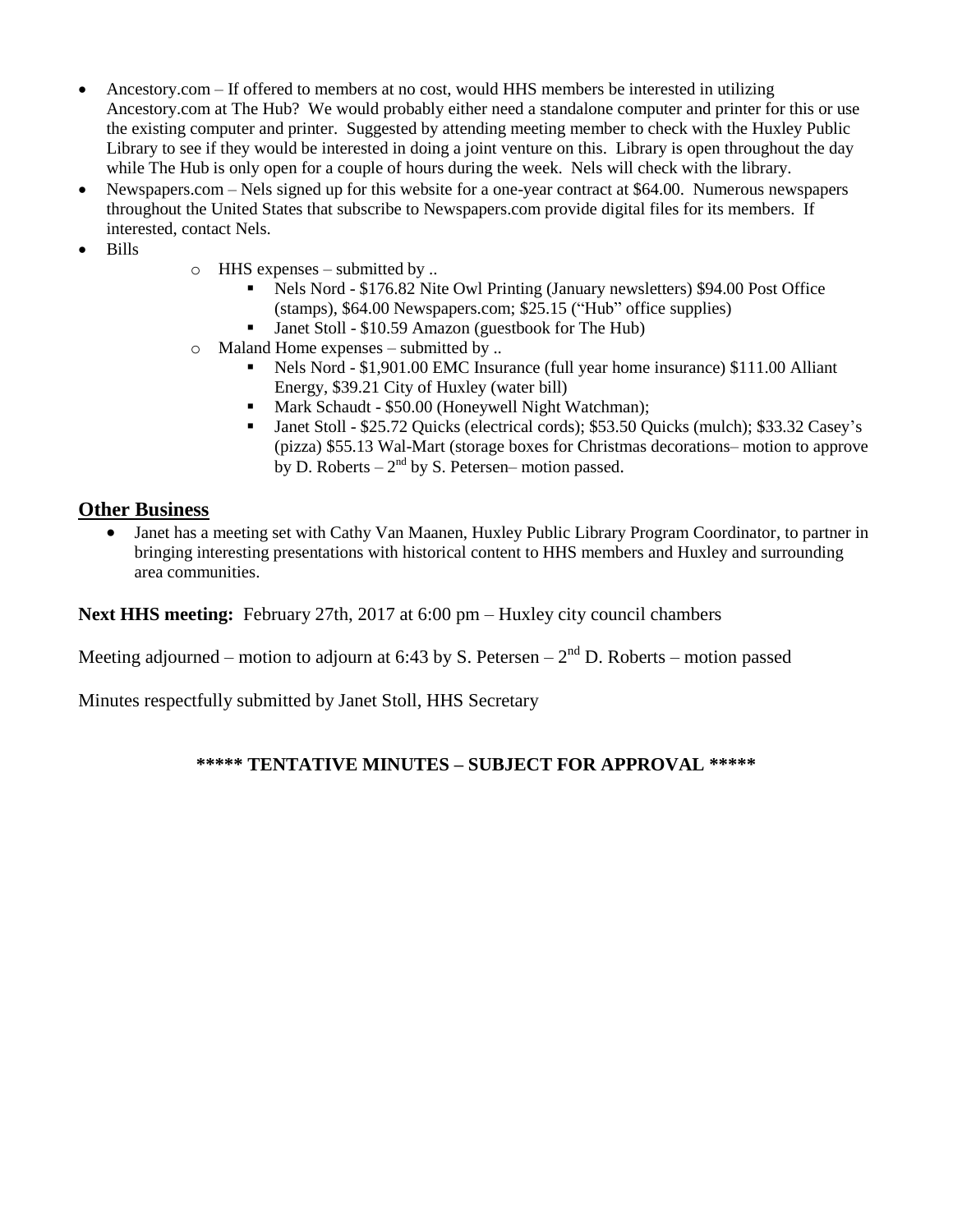- Ancestory.com – If offered to members at no cost, would HHS members be interested in utilizing Ancestory.com at The Hub? We would probably either need a standalone computer and printer for this or use the existing computer and printer. Suggested by attending meeting member to check with the Huxley Public Library to see if they would be interested in doing a joint venture on this. Library is open throughout the day while The Hub is only open for a couple of hours during the week. Nels will check with the library.
- Newspapers.com – Nels signed up for this website for a one-year contract at $64.00. Numerous newspapers throughout the United States that subscribe to Newspapers.com provide digital files for its members. If interested, contact Nels.
- Bills
  - HHS expenses – submitted by ..
    - Nels Nord - $176.82 Nite Owl Printing (January newsletters) $94.00 Post Office (stamps), $64.00 Newspapers.com; $25.15 ("Hub" office supplies)
    - Janet Stoll - $10.59 Amazon (guestbook for The Hub)
  - Maland Home expenses – submitted by ..
    - Nels Nord - $1,901.00 EMC Insurance (full year home insurance) $111.00 Alliant Energy, $39.21 City of Huxley (water bill)
    - Mark Schaudt - $50.00 (Honeywell Night Watchman);
    - Janet Stoll - $25.72 Quicks (electrical cords); $53.50 Quicks (mulch); $33.32 Casey's (pizza) $55.13 Wal-Mart (storage boxes for Christmas decorations– motion to approve by D. Roberts – 2nd by S. Petersen– motion passed.

## Other Business

- Janet has a meeting set with Cathy Van Maanen, Huxley Public Library Program Coordinator, to partner in bringing interesting presentations with historical content to HHS members and Huxley and surrounding area communities.

**Next HHS meeting:** February 27th, 2017 at 6:00 pm – Huxley city council chambers

Meeting adjourned – motion to adjourn at 6:43 by S. Petersen – 2nd D. Roberts – motion passed

Minutes respectfully submitted by Janet Stoll, HHS Secretary

**\*\*\*\*\* TENTATIVE MINUTES – SUBJECT FOR APPROVAL \*\*\*\*\***